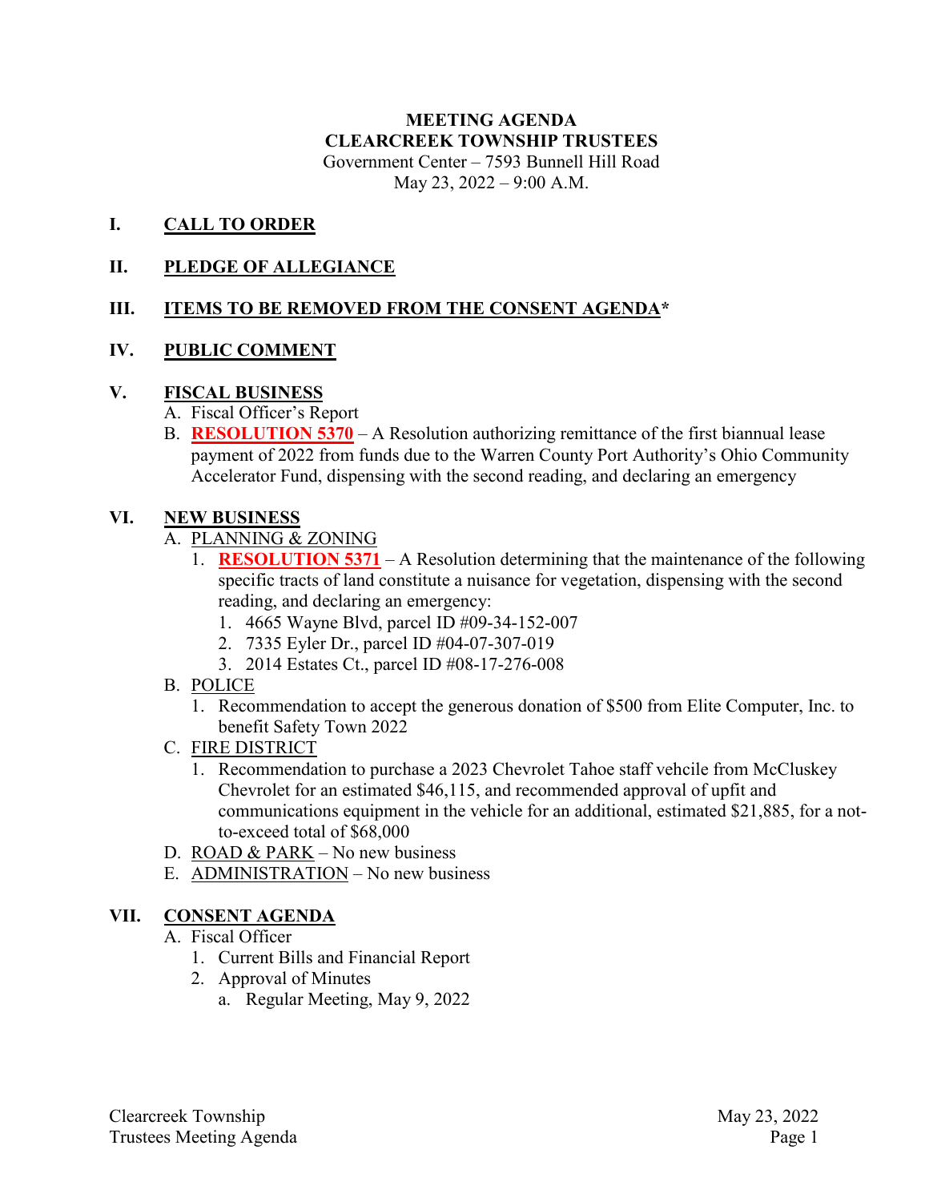**MEETING AGENDA**
**CLEARCREEK TOWNSHIP TRUSTEES**
Government Center – 7593 Bunnell Hill Road
May 23, 2022 – 9:00 A.M.

## I. CALL TO ORDER

## II. PLEDGE OF ALLEGIANCE

## III. ITEMS TO BE REMOVED FROM THE CONSENT AGENDA*

## IV. PUBLIC COMMENT

## V. FISCAL BUSINESS

A. Fiscal Officer's Report

B. **RESOLUTION 5370** – A Resolution authorizing remittance of the first biannual lease payment of 2022 from funds due to the Warren County Port Authority's Ohio Community Accelerator Fund, dispensing with the second reading, and declaring an emergency

## VI. NEW BUSINESS

A. PLANNING & ZONING
   1. **RESOLUTION 5371** – A Resolution determining that the maintenance of the following specific tracts of land constitute a nuisance for vegetation, dispensing with the second reading, and declaring an emergency:
      1. 4665 Wayne Blvd, parcel ID #09-34-152-007
      2. 7335 Eyler Dr., parcel ID #04-07-307-019
      3. 2014 Estates Ct., parcel ID #08-17-276-008

B. POLICE
   1. Recommendation to accept the generous donation of $500 from Elite Computer, Inc. to benefit Safety Town 2022

C. FIRE DISTRICT
   1. Recommendation to purchase a 2023 Chevrolet Tahoe staff vehcile from McCluskey Chevrolet for an estimated $46,115, and recommended approval of upfit and communications equipment in the vehicle for an additional, estimated $21,885, for a not-to-exceed total of $68,000

D. ROAD & PARK – No new business

E. ADMINISTRATION – No new business

## VII. CONSENT AGENDA

A. Fiscal Officer
   1. Current Bills and Financial Report
   2. Approval of Minutes
      a. Regular Meeting, May 9, 2022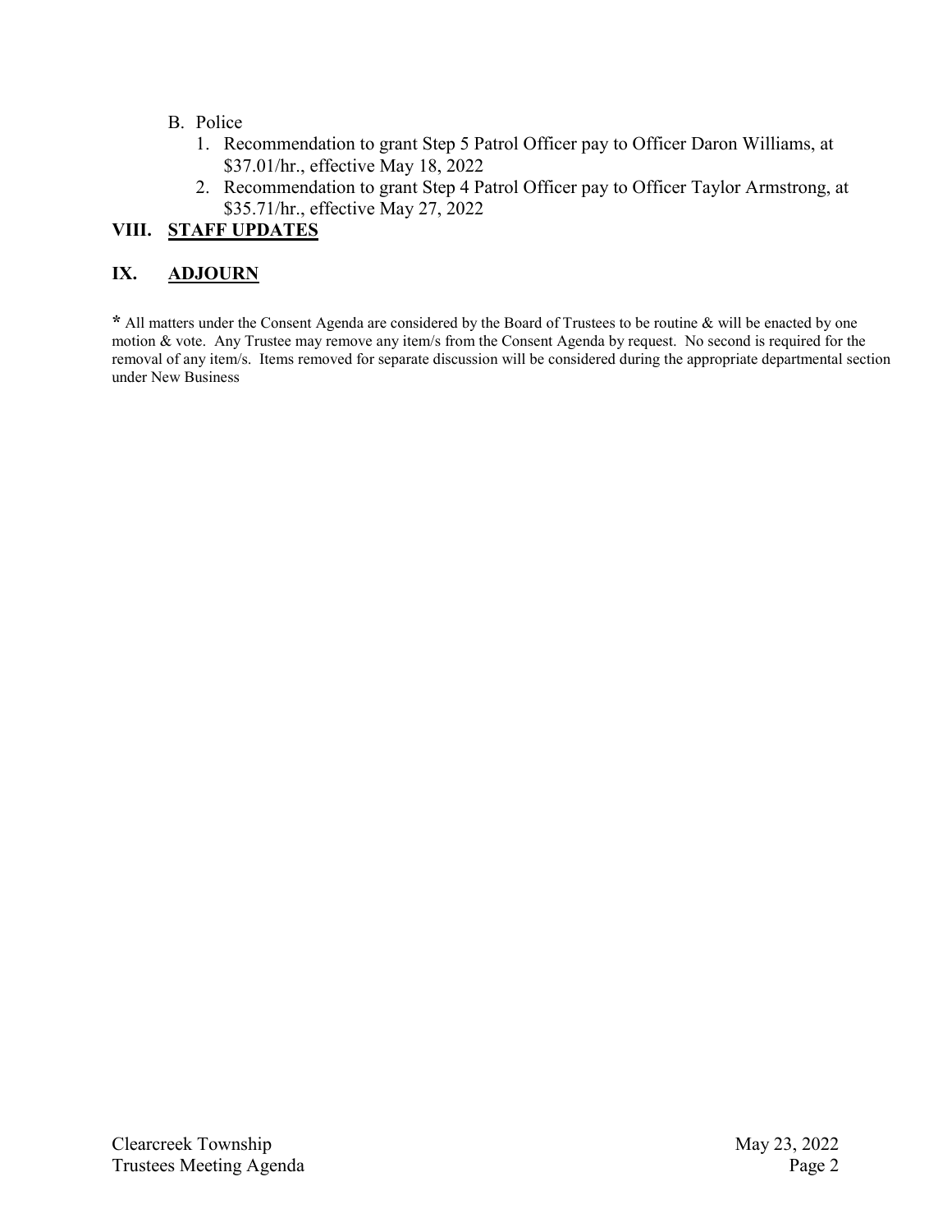B. Police
    1. Recommendation to grant Step 5 Patrol Officer pay to Officer Daron Williams, at $37.01/hr., effective May 18, 2022
    2. Recommendation to grant Step 4 Patrol Officer pay to Officer Taylor Armstrong, at $35.71/hr., effective May 27, 2022

## VIII. <u>STAFF UPDATES</u>

## IX. <u>ADJOURN</u>

**\*** All matters under the Consent Agenda are considered by the Board of Trustees to be routine & will be enacted by one motion & vote. Any Trustee may remove any item/s from the Consent Agenda by request. No second is required for the removal of any item/s. Items removed for separate discussion will be considered during the appropriate departmental section under New Business